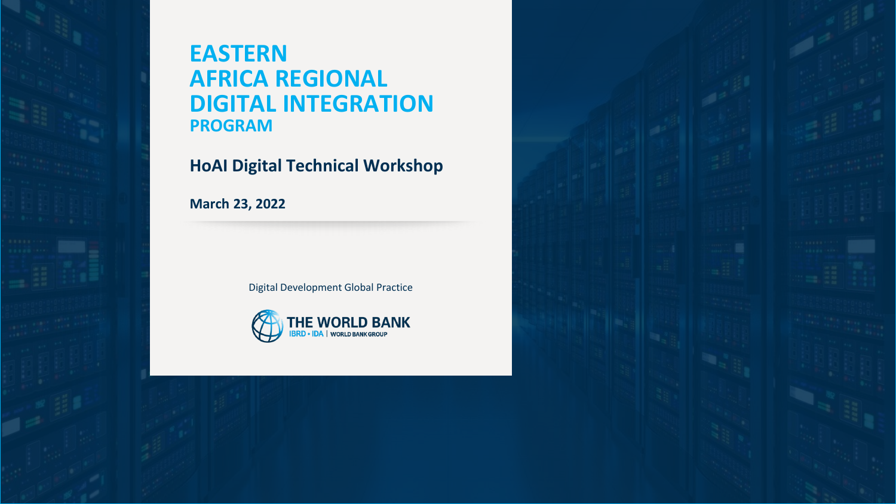# EASTERN AFRICA REGIONAL DIGITAL INTEGRATION PROGRAM

## HoAI Digital Technical Workshop

**March 23, 2022**

Digital Development Global Practice

THE WORLD BANK
IBRD • IDA | WORLD BANK GROUP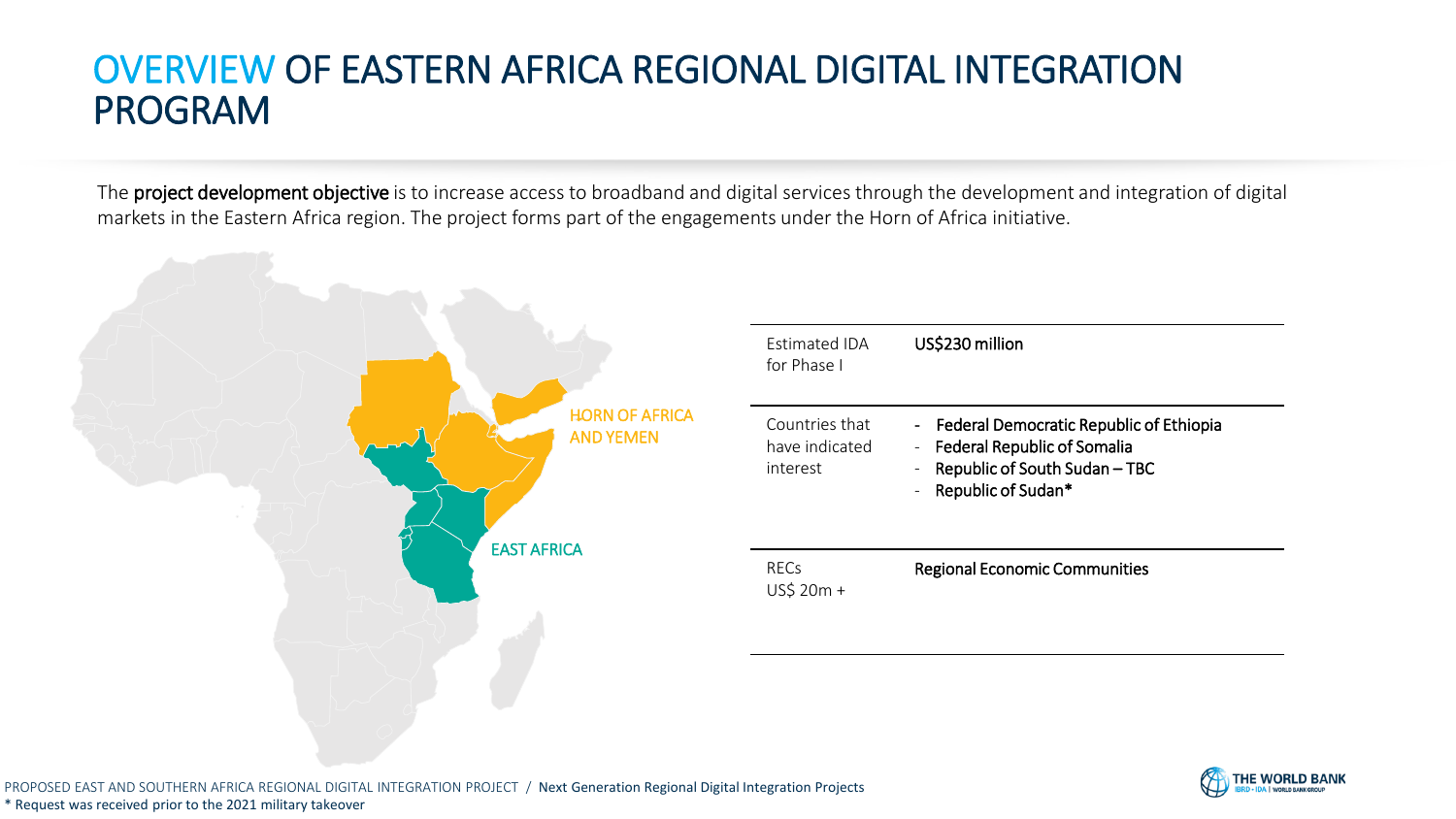# OVERVIEW OF EASTERN AFRICA REGIONAL DIGITAL INTEGRATION PROGRAM

The **project development objective** is to increase access to broadband and digital services through the development and integration of digital markets in the Eastern Africa region. The project forms part of the engagements under the Horn of Africa initiative.

HORN OF AFRICA AND YEMEN

EAST AFRICA

| | |
|---|---|
| Estimated IDA for Phase I | US$230 million |
| Countries that have indicated interest | - Federal Democratic Republic of Ethiopia<br>- Federal Republic of Somalia<br>- Republic of South Sudan – TBC<br>- Republic of Sudan* |
| RECs<br>US$ 20m + | Regional Economic Communities |

PROPOSED EAST AND SOUTHERN AFRICA REGIONAL DIGITAL INTEGRATION PROJECT / Next Generation Regional Digital Integration Projects

* Request was received prior to the 2021 military takeover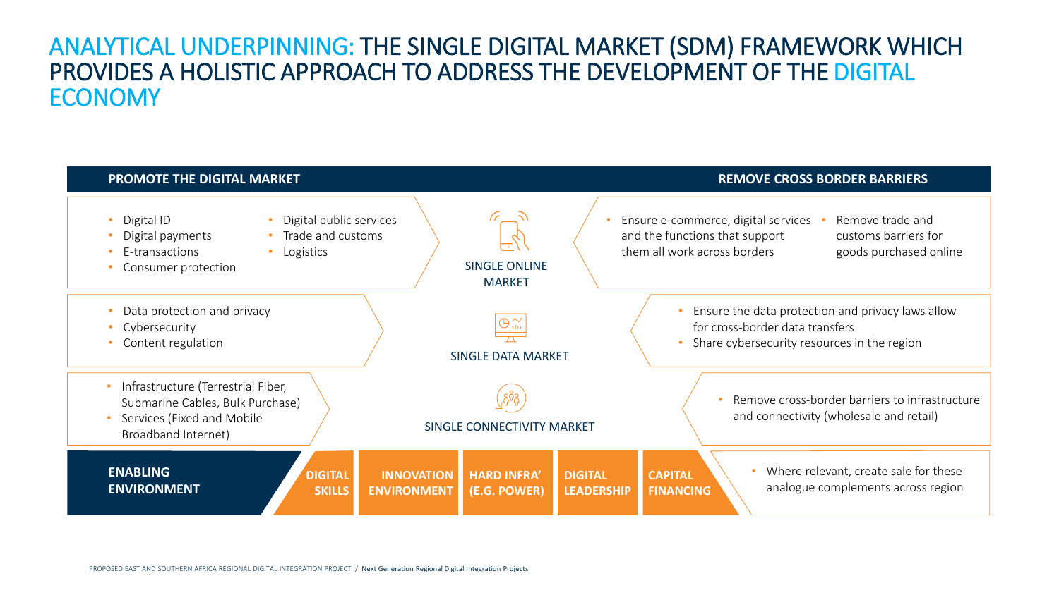# ANALYTICAL UNDERPINNING: THE SINGLE DIGITAL MARKET (SDM) FRAMEWORK WHICH PROVIDES A HOLISTIC APPROACH TO ADDRESS THE DEVELOPMENT OF THE DIGITAL ECONOMY

| PROMOTE THE DIGITAL MARKET | | REMOVE CROSS BORDER BARRIERS |
| --- | --- | --- |
| • Digital ID<br>• Digital payments<br>• E-transactions<br>• Consumer protection<br>• Digital public services<br>• Trade and customs<br>• Logistics | SINGLE ONLINE MARKET | • Ensure e-commerce, digital services and the functions that support them all work across borders<br>• Remove trade and customs barriers for goods purchased online |
| • Data protection and privacy<br>• Cybersecurity<br>• Content regulation | SINGLE DATA MARKET | • Ensure the data protection and privacy laws allow for cross-border data transfers<br>• Share cybersecurity resources in the region |
| • Infrastructure (Terrestrial Fiber, Submarine Cables, Bulk Purchase)<br>• Services (Fixed and Mobile Broadband Internet) | SINGLE CONNECTIVITY MARKET | • Remove cross-border barriers to infrastructure and connectivity (wholesale and retail) |
| **ENABLING ENVIRONMENT** | **DIGITAL SKILLS** · **INNOVATION ENVIRONMENT** · **HARD INFRA' (E.G. POWER)** · **DIGITAL LEADERSHIP** · **CAPITAL FINANCING** | • Where relevant, create sale for these analogue complements across region |

PROPOSED EAST AND SOUTHERN AFRICA REGIONAL DIGITAL INTEGRATION PROJECT / Next Generation Regional Digital Integration Projects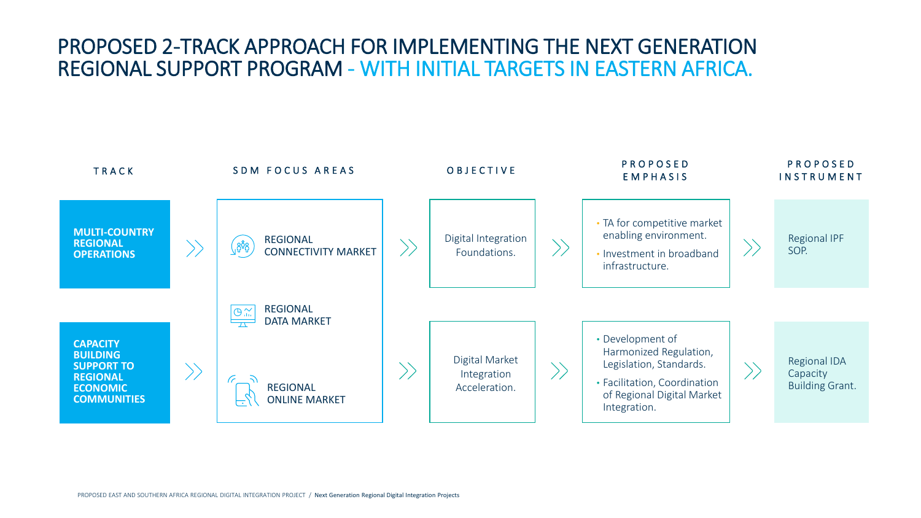# PROPOSED 2-TRACK APPROACH FOR IMPLEMENTING THE NEXT GENERATION REGIONAL SUPPORT PROGRAM - WITH INITIAL TARGETS IN EASTERN AFRICA.

| TRACK | SDM FOCUS AREAS | OBJECTIVE | PROPOSED EMPHASIS | PROPOSED INSTRUMENT |
|---|---|---|---|---|
| **MULTI-COUNTRY REGIONAL OPERATIONS** | REGIONAL CONNECTIVITY MARKET | Digital Integration Foundations. | • TA for competitive market enabling environment.<br>• Investment in broadband infrastructure. | Regional IPF SOP. |
| | REGIONAL DATA MARKET | | | |
| **CAPACITY BUILDING SUPPORT TO REGIONAL ECONOMIC COMMUNITIES** | REGIONAL ONLINE MARKET | Digital Market Integration Acceleration. | • Development of Harmonized Regulation, Legislation, Standards.<br>• Facilitation, Coordination of Regional Digital Market Integration. | Regional IDA Capacity Building Grant. |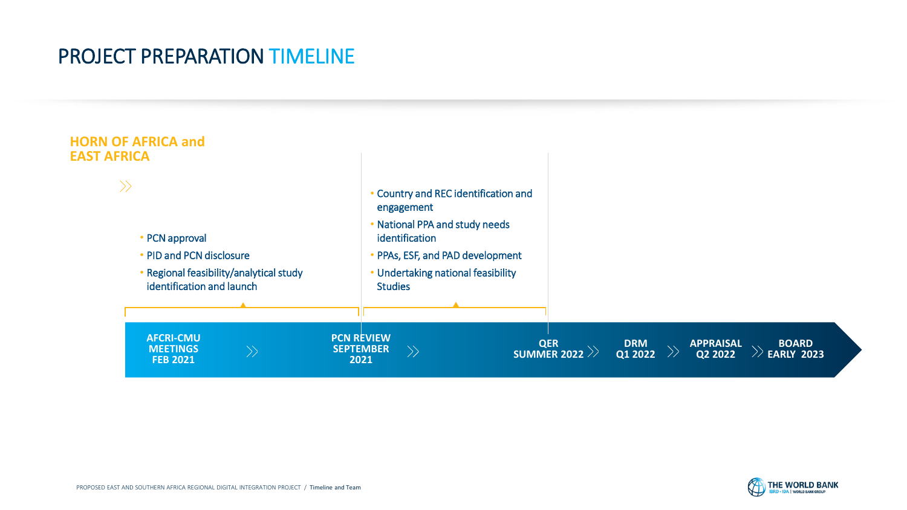# PROJECT PREPARATION TIMELINE

## HORN OF AFRICA and EAST AFRICA

- PCN approval
- PID and PCN disclosure
- Regional feasibility/analytical study identification and launch

- Country and REC identification and engagement
- National PPA and study needs identification
- PPAs, ESF, and PAD development
- Undertaking national feasibility Studies

**AFCRI-CMU MEETINGS FEB 2021** » **PCN REVIEW SEPTEMBER 2021** » **QER SUMMER 2022** » **DRM Q1 2022** » **APPRAISAL Q2 2022** » **BOARD EARLY 2023**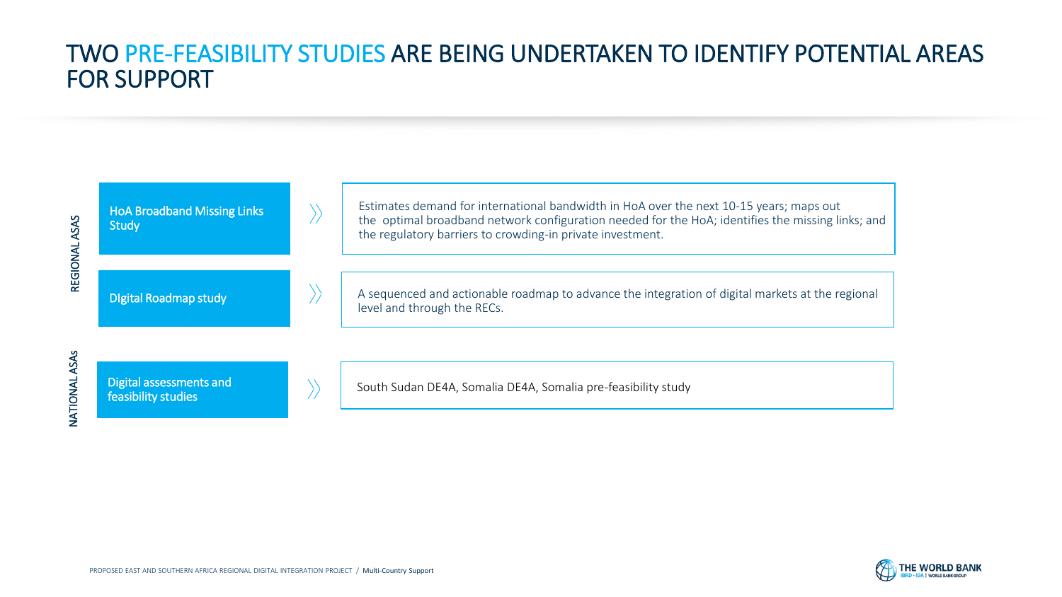# TWO PRE-FEASIBILITY STUDIES ARE BEING UNDERTAKEN TO IDENTIFY POTENTIAL AREAS FOR SUPPORT

| | Study | Description |
| --- | --- | --- |
| REGIONAL ASAS | HoA Broadband Missing Links Study | Estimates demand for international bandwidth in HoA over the next 10-15 years; maps out the optimal broadband network configuration needed for the HoA; identifies the missing links; and the regulatory barriers to crowding-in private investment. |
| | DIgital Roadmap study | A sequenced and actionable roadmap to advance the integration of digital markets at the regional level and through the RECs. |
| NATIONAL ASAs | Digital assessments and feasibility studies | South Sudan DE4A, Somalia DE4A, Somalia pre-feasibility study |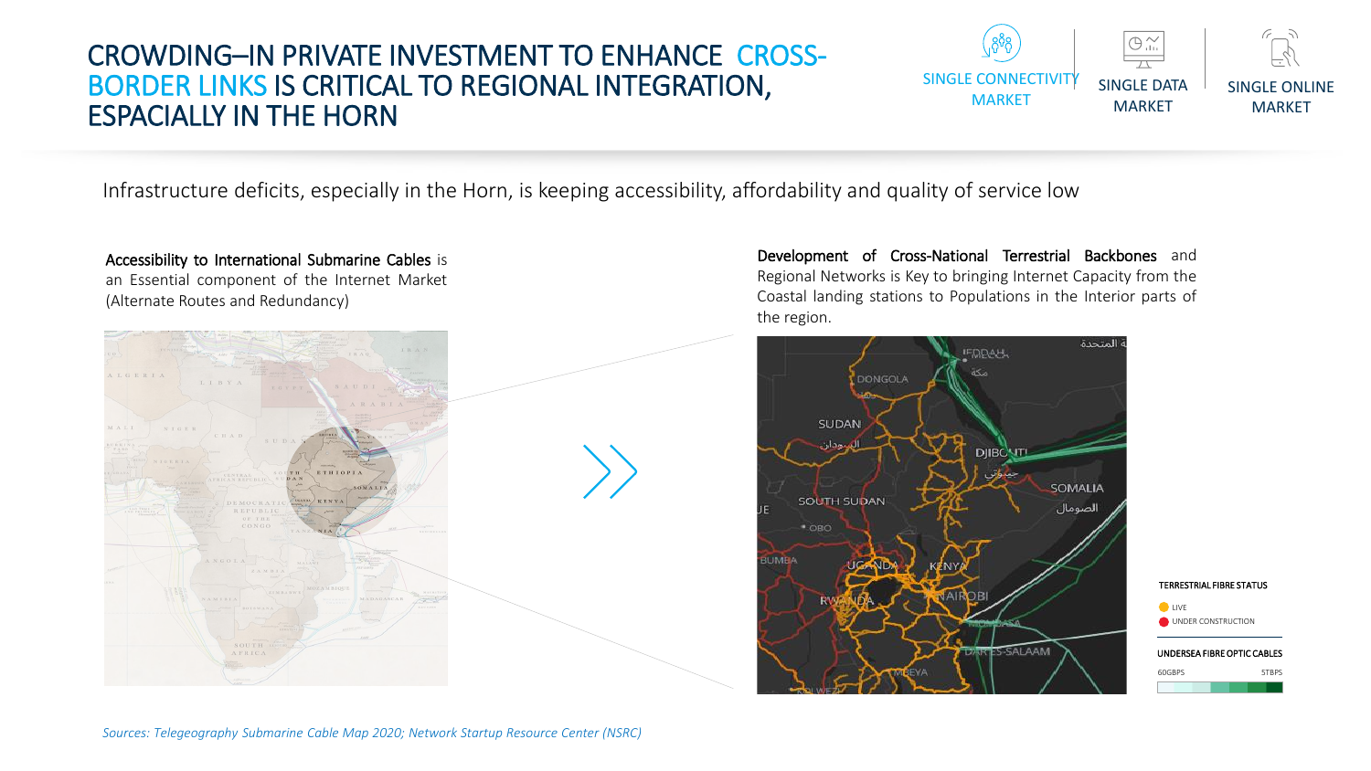# CROWDING–IN PRIVATE INVESTMENT TO ENHANCE CROSS-BORDER LINKS IS CRITICAL TO REGIONAL INTEGRATION, ESPACIALLY IN THE HORN

SINGLE CONNECTIVITY MARKET | SINGLE DATA MARKET | SINGLE ONLINE MARKET

Infrastructure deficits, especially in the Horn, is keeping accessibility, affordability and quality of service low

**Accessibility to International Submarine Cables** is an Essential component of the Internet Market (Alternate Routes and Redundancy)

**Development of Cross-National Terrestrial Backbones** and Regional Networks is Key to bringing Internet Capacity from the Coastal landing stations to Populations in the Interior parts of the region.

TERRESTRIAL FIBRE STATUS

- LIVE
- UNDER CONSTRUCTION

UNDERSEA FIBRE OPTIC CABLES

60GBPS — 5TBPS

*Sources: Telegeography Submarine Cable Map 2020; Network Startup Resource Center (NSRC)*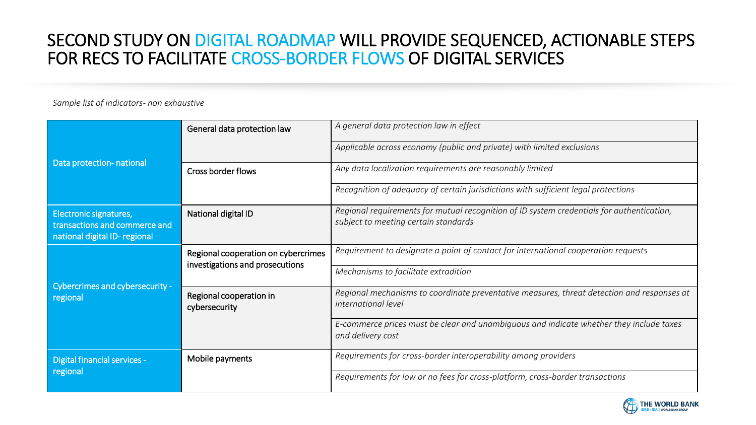# SECOND STUDY ON DIGITAL ROADMAP WILL PROVIDE SEQUENCED, ACTIONABLE STEPS FOR RECS TO FACILITATE CROSS-BORDER FLOWS OF DIGITAL SERVICES

*Sample list of indicators- non exhaustive*

| | | |
|---|---|---|
| Data protection- national | General data protection law | *A general data protection law in effect* |
| | | *Applicable across economy (public and private) with limited exclusions* |
| | Cross border flows | *Any data localization requirements are reasonably limited* |
| | | *Recognition of adequacy of certain jurisdictions with sufficient legal protections* |
| Electronic signatures, transactions and commerce and national digital ID- regional | National digital ID | *Regional requirements for mutual recognition of ID system credentials for authentication, subject to meeting certain standards* |
| Cybercrimes and cybersecurity - regional | Regional cooperation on cybercrimes investigations and prosecutions | *Requirement to designate a point of contact for international cooperation requests* |
| | | *Mechanisms to facilitate extradition* |
| | Regional cooperation in cybersecurity | *Regional mechanisms to coordinate preventative measures, threat detection and responses at international level* |
| | | *E-commerce prices must be clear and unambiguous and indicate whether they include taxes and delivery cost* |
| Digital financial services - regional | Mobile payments | *Requirements for cross-border interoperability among providers* |
| | | *Requirements for low or no fees for cross-platform, cross-border transactions* |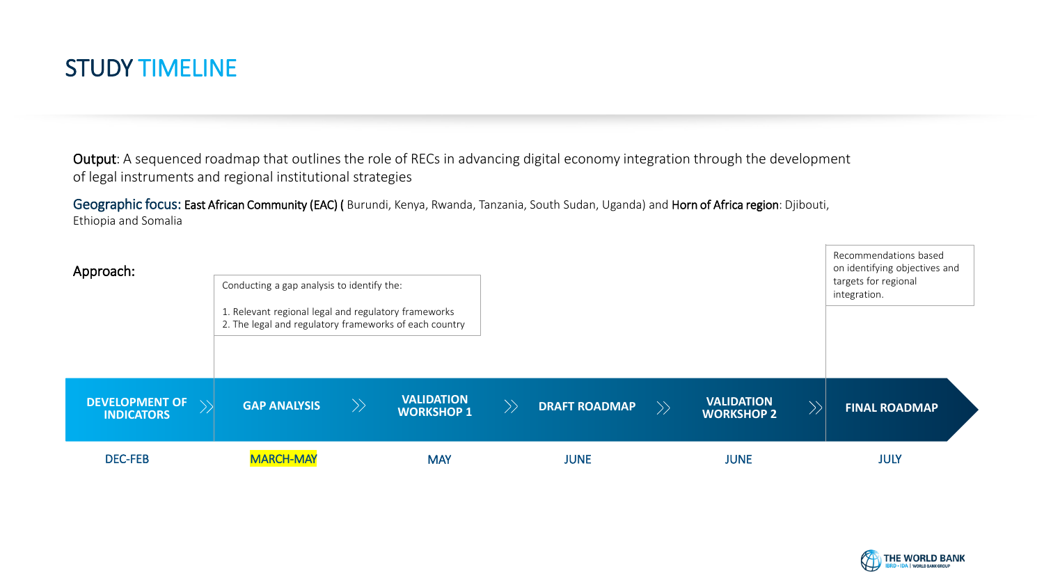# STUDY TIMELINE

**Output**: A sequenced roadmap that outlines the role of RECs in advancing digital economy integration through the development of legal instruments and regional institutional strategies

**Geographic focus:** **East African Community (EAC) (** Burundi, Kenya, Rwanda, Tanzania, South Sudan, Uganda) and **Horn of Africa region**: Djibouti, Ethiopia and Somalia

**Approach:**

Conducting a gap analysis to identify the:

1. Relevant regional legal and regulatory frameworks
2. The legal and regulatory frameworks of each country

Recommendations based on identifying objectives and targets for regional integration.

| DEVELOPMENT OF INDICATORS | GAP ANALYSIS | VALIDATION WORKSHOP 1 | DRAFT ROADMAP | VALIDATION WORKSHOP 2 | FINAL ROADMAP |
|---|---|---|---|---|---|
| DEC-FEB | MARCH-MAY | MAY | JUNE | JUNE | JULY |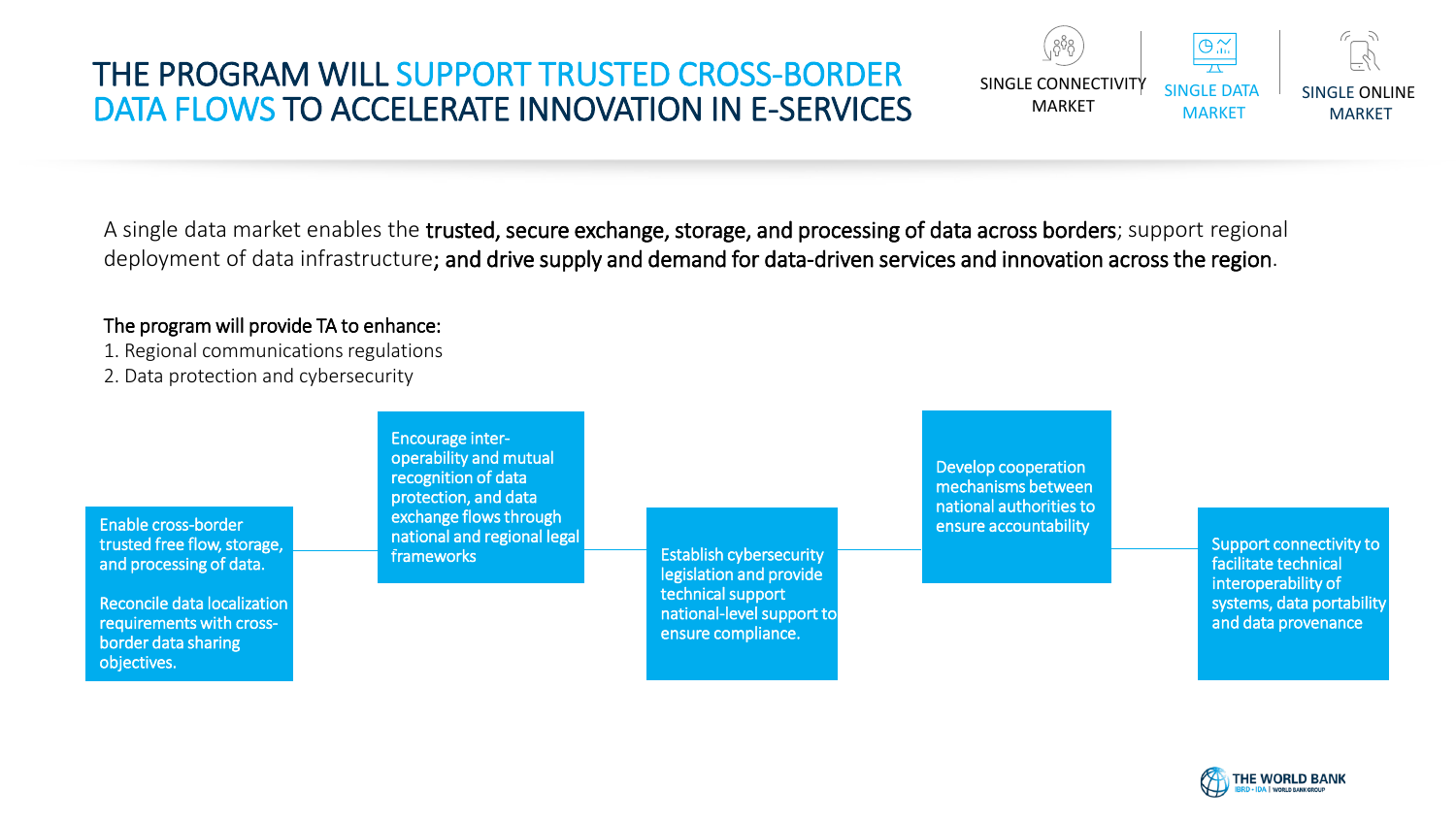# THE PROGRAM WILL SUPPORT TRUSTED CROSS-BORDER DATA FLOWS TO ACCELERATE INNOVATION IN E-SERVICES

SINGLE CONNECTIVITY MARKET | SINGLE DATA MARKET | SINGLE ONLINE MARKET

A single data market enables the **trusted, secure exchange, storage, and processing of data across borders**; support regional deployment of data infrastructure**; and drive supply and demand for data-driven services and innovation across the region**.

**The program will provide TA to enhance:**

1. Regional communications regulations
2. Data protection and cybersecurity

- Enable cross-border trusted free flow, storage, and processing of data.

  Reconcile data localization requirements with cross-border data sharing objectives.
- Encourage inter-operability and mutual recognition of data protection, and data exchange flows through national and regional legal frameworks
- Establish cybersecurity legislation and provide technical support national-level support to ensure compliance.
- Develop cooperation mechanisms between national authorities to ensure accountability
- Support connectivity to facilitate technical interoperability of systems, data portability and data provenance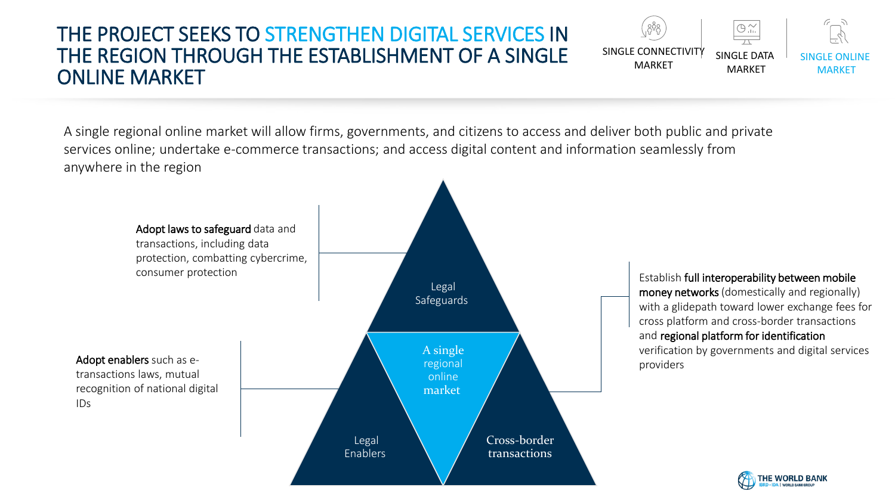# THE PROJECT SEEKS TO STRENGTHEN DIGITAL SERVICES IN THE REGION THROUGH THE ESTABLISHMENT OF A SINGLE ONLINE MARKET

SINGLE CONNECTIVITY MARKET | SINGLE DATA MARKET | SINGLE ONLINE MARKET

A single regional online market will allow firms, governments, and citizens to access and deliver both public and private services online; undertake e-commerce transactions; and access digital content and information seamlessly from anywhere in the region

**Adopt laws to safeguard** data and transactions, including data protection, combatting cybercrime, consumer protection

Legal Safeguards

**Adopt enablers** such as e-transactions laws, mutual recognition of national digital IDs

Legal Enablers

A single regional online market

Cross-border transactions

Establish **full interoperability between mobile money networks** (domestically and regionally) with a glidepath toward lower exchange fees for cross platform and cross-border transactions and **regional platform for identification** verification by governments and digital services providers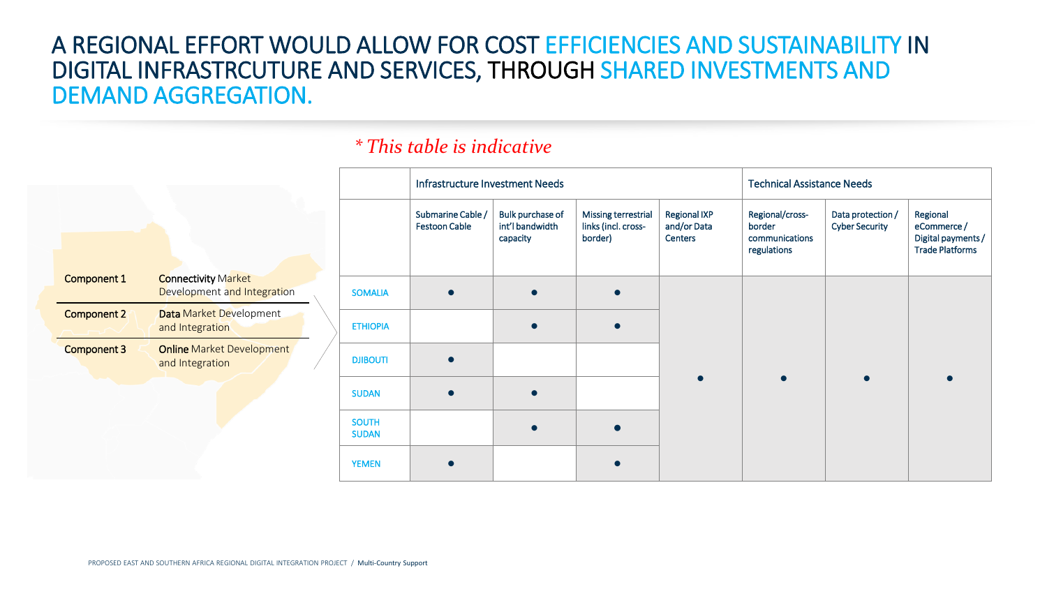# A REGIONAL EFFORT WOULD ALLOW FOR COST EFFICIENCIES AND SUSTAINABILITY IN DIGITAL INFRASTRCUTURE AND SERVICES, THROUGH SHARED INVESTMENTS AND DEMAND AGGREGATION.

| Component | Description |
|---|---|
| Component 1 | **Connectivity** Market Development and Integration |
| Component 2 | **Data** Market Development and Integration |
| Component 3 | **Online** Market Development and Integration |

*\* This table is indicative*

| | Infrastructure Investment Needs | | | | Technical Assistance Needs | | |
|---|---|---|---|---|---|---|---|
| | Submarine Cable / Festoon Cable | Bulk purchase of int'l bandwidth capacity | Missing terrestrial links (incl. cross-border) | Regional IXP and/or Data Centers | Regional/cross-border communications regulations | Data protection / Cyber Security | Regional eCommerce / Digital payments / Trade Platforms |
| SOMALIA | ● | ● | ● | ● | ● | ● | ● |
| ETHIOPIA | | ● | ● | ● | ● | ● | ● |
| DJIBOUTI | ● | | | ● | ● | ● | ● |
| SUDAN | ● | ● | | ● | ● | ● | ● |
| SOUTH SUDAN | | ● | ● | ● | ● | ● | ● |
| YEMEN | ● | | ● | ● | ● | ● | ● |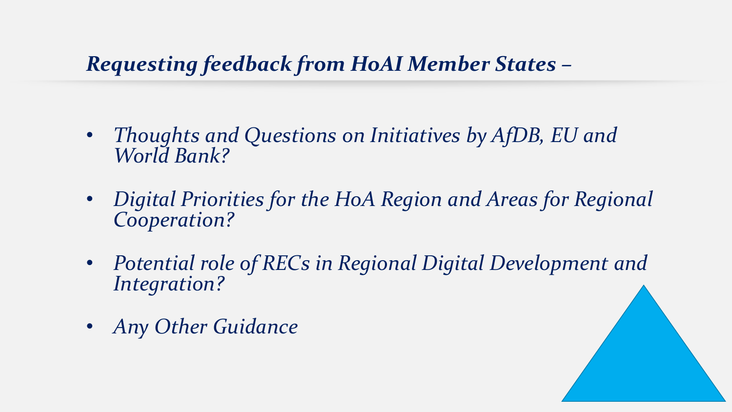## *Requesting feedback from HoAI Member States –*

- *Thoughts and Questions on Initiatives by AfDB, EU and World Bank?*
- *Digital Priorities for the HoA Region and Areas for Regional Cooperation?*
- *Potential role of RECs in Regional Digital Development and Integration?*
- *Any Other Guidance*